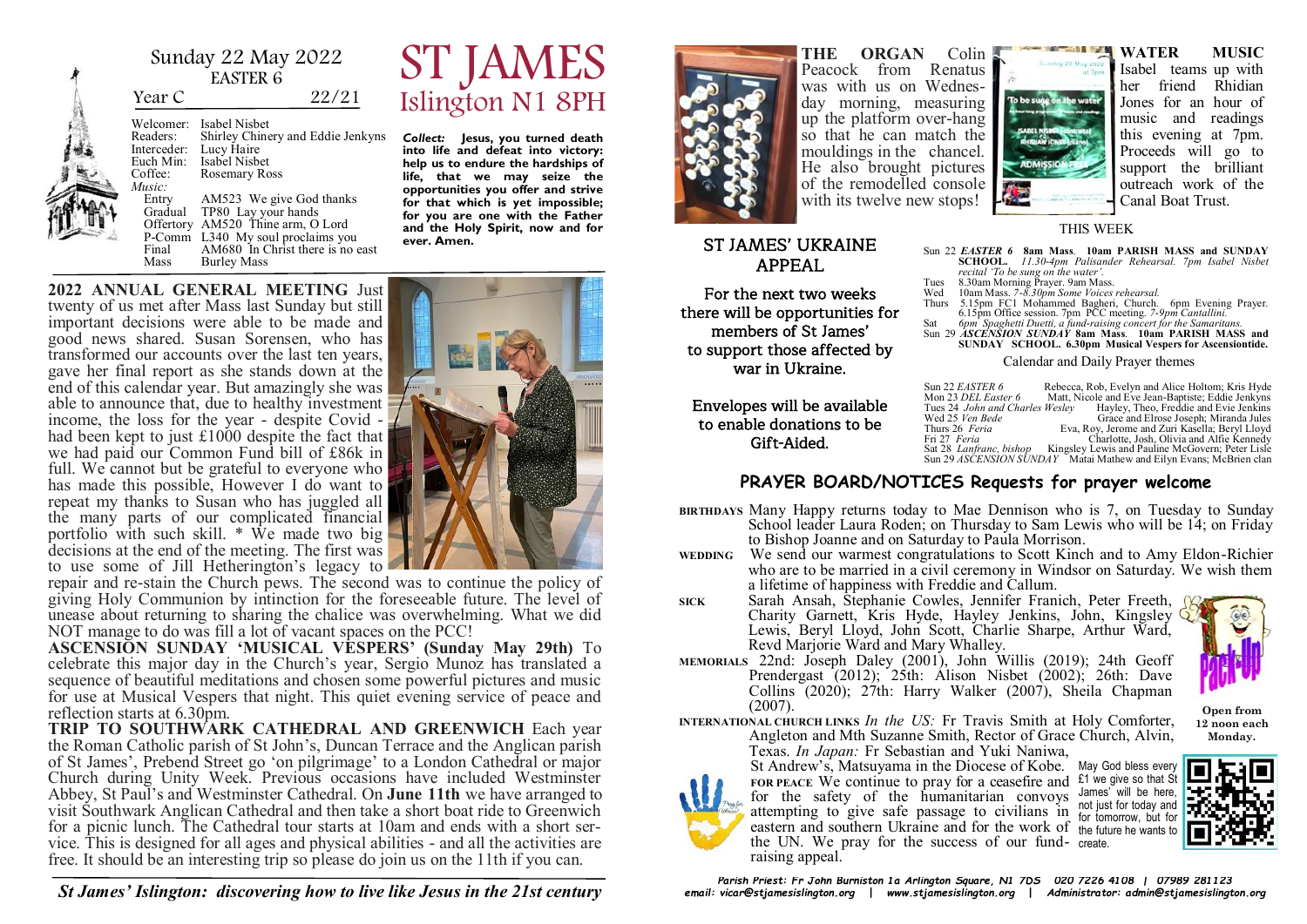Sunday 22 May 2022
EASTER 6

Year C 22/21

Welcomer: Isabel Nisbet
Readers: Shirley Chinery and Eddie Jenkyns
Interceder: Lucy Haire
Euch Min: Isabel Nisbet
Coffee: Rosemary Ross

*Music:*
Entry AM523 We give God thanks
Gradual TP80 Lay your hands
Offertory AM520 Thine arm, O Lord
P-Comm L340 My soul proclaims you
Final AM680 In Christ there is no east
Mass Burley Mass

# ST JAMES
## Islington N1 8PH

***Collect:*** **Jesus, you turned death into life and defeat into victory: help us to endure the hardships of life, that we may seize the opportunities you offer and strive for that which is yet impossible; for you are one with the Father and the Holy Spirit, now and for ever. Amen.**

**2022 ANNUAL GENERAL MEETING** Just twenty of us met after Mass last Sunday but still important decisions were able to be made and good news shared. Susan Sorensen, who has transformed our accounts over the last ten years, gave her final report as she stands down at the end of this calendar year. But amazingly she was able to announce that, due to healthy investment income, the loss for the year - despite Covid - had been kept to just £1000 despite the fact that we had paid our Common Fund bill of £86k in full. We cannot but be grateful to everyone who has made this possible, However I do want to repeat my thanks to Susan who has juggled all the many parts of our complicated financial portfolio with such skill. * We made two big decisions at the end of the meeting. The first was to use some of Jill Hetherington's legacy to repair and re-stain the Church pews. The second was to continue the policy of giving Holy Communion by intinction for the foreseeable future. The level of unease about returning to sharing the chalice was overwhelming. What we did NOT manage to do was fill a lot of vacant spaces on the PCC!

**ASCENSION SUNDAY 'MUSICAL VESPERS' (Sunday May 29th)** To celebrate this major day in the Church's year, Sergio Munoz has translated a sequence of beautiful meditations and chosen some powerful pictures and music for use at Musical Vespers that night. This quiet evening service of peace and reflection starts at 6.30pm.

**TRIP TO SOUTHWARK CATHEDRAL AND GREENWICH** Each year the Roman Catholic parish of St John's, Duncan Terrace and the Anglican parish of St James', Prebend Street go 'on pilgrimage' to a London Cathedral or major Church during Unity Week. Previous occasions have included Westminster Abbey, St Paul's and Westminster Cathedral. On **June 11th** we have arranged to visit Southwark Anglican Cathedral and then take a short boat ride to Greenwich for a picnic lunch. The Cathedral tour starts at 10am and ends with a short service. This is designed for all ages and physical abilities - and all the activities are free. It should be an interesting trip so please do join us on the 11th if you can.

***St James' Islington: discovering how to live like Jesus in the 21st century***

**THE ORGAN** Colin Peacock from Renatus was with us on Wednesday morning, measuring up the platform over-hang so that he can match the mouldings in the chancel. He also brought pictures of the remodelled console with its twelve new stops!

**WATER MUSIC** Isabel teams up with her friend Rhidian Jones for an hour of music and readings this evening at 7pm. Proceeds will go to support the brilliant outreach work of the Canal Boat Trust.

## ST JAMES' UKRAINE APPEAL

For the next two weeks there will be opportunities for members of St James' to support those affected by war in Ukraine.

Envelopes will be available to enable donations to be Gift-Aided.

### THIS WEEK

Sun 22 ***EASTER 6*** **8am Mass. 10am PARISH MASS and SUNDAY SCHOOL.** *11.30-4pm Palisander Rehearsal. 7pm Isabel Nisbet recital 'To be sung on the water'.*
Tues 8.30am Morning Prayer. 9am Mass.
Wed 10am Mass. *7-8.30pm Some Voices rehearsal.*
Thurs 5.15pm FC1 Mohammed Bagheri, Church. 6pm Evening Prayer. 6.15pm Office session. 7pm PCC meeting. *7-9pm Cantallini.*
Sat *6pm Spaghetti Duetti, a fund-raising concert for the Samaritans.*
Sun 29 ***ASCENSION SUNDAY*** **8am Mass. 10am PARISH MASS and SUNDAY SCHOOL. 6.30pm Musical Vespers for Ascensiontide.**

### Calendar and Daily Prayer themes

| | |
|---|---|
| Sun 22 *EASTER 6* | Rebecca, Rob, Evelyn and Alice Holtom; Kris Hyde |
| Mon 23 *DEL Easter 6* | Matt, Nicole and Eve Jean-Baptiste; Eddie Jenkyns |
| Tues 24 *John and Charles Wesley* | Hayley, Theo, Freddie and Evie Jenkins |
| Wed 25 *Ven Bede* | Grace and Elrose Joseph; Miranda Jules |
| Thurs 26 *Feria* | Eva, Roy, Jerome and Zuri Kasella; Beryl Lloyd |
| Fri 27 *Feria* | Charlotte, Josh, Olivia and Alfie Kennedy |
| Sat 28 *Lanfranc, bishop* | Kingsley Lewis and Pauline McGovern; Peter Lisle |
| Sun 29 *ASCENSION SUNDAY* | Matai Mathew and Eilyn Evans; McBrien clan |

## PRAYER BOARD/NOTICES Requests for prayer welcome

**BIRTHDAYS** Many Happy returns today to Mae Dennison who is 7, on Tuesday to Sunday School leader Laura Roden; on Thursday to Sam Lewis who will be 14; on Friday to Bishop Joanne and on Saturday to Paula Morrison.

**WEDDING** We send our warmest congratulations to Scott Kinch and to Amy Eldon-Richier who are to be married in a civil ceremony in Windsor on Saturday. We wish them a lifetime of happiness with Freddie and Callum.

**SICK** Sarah Ansah, Stephanie Cowles, Jennifer Franich, Peter Freeth, Charity Garnett, Kris Hyde, Hayley Jenkins, John, Kingsley Lewis, Beryl Lloyd, John Scott, Charlie Sharpe, Arthur Ward, Revd Marjorie Ward and Mary Whalley.

**MEMORIALS** 22nd: Joseph Daley (2001), John Willis (2019); 24th Geoff Prendergast (2012); 25th: Alison Nisbet (2002); 26th: Dave Collins (2020); 27th: Harry Walker (2007), Sheila Chapman (2007).

**INTERNATIONAL CHURCH LINKS** *In the US:* Fr Travis Smith at Holy Comforter, Angleton and Mth Suzanne Smith, Rector of Grace Church, Alvin, Texas. *In Japan:* Fr Sebastian and Yuki Naniwa, St Andrew's, Matsuyama in the Diocese of Kobe.

**FOR PEACE** We continue to pray for a ceasefire and for the safety of the humanitarian convoys attempting to give safe passage to civilians in eastern and southern Ukraine and for the work of the UN. We pray for the success of our fund-raising appeal.

**Open from 12 noon each Monday.**

May God bless every £1 we give so that St James' will be here, not just for today and for tomorrow, but for the future he wants to create.

***Parish Priest: Fr John Burniston 1a Arlington Square, N1 7DS 020 7226 4108 | 07989 281123***
***email: vicar@stjamesislington.org | www.stjamesislington.org | Administrator: admin@stjamesislington.org***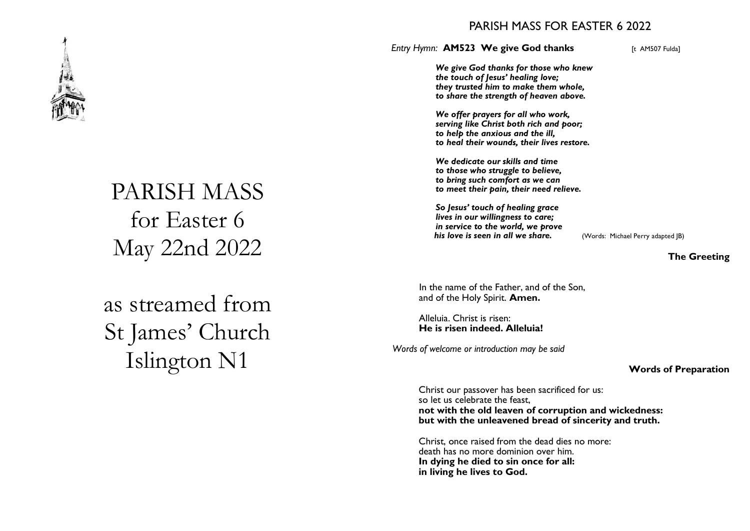# PARISH MASS
# for Easter 6
# May 22nd 2022

# as streamed from
# St James' Church
# Islington N1

## PARISH MASS FOR EASTER 6 2022

*Entry Hymn:* **AM523 We give God thanks** [t AM507 Fulda]

***We give God thanks for those who knew***
***the touch of Jesus' healing love;***
***they trusted him to make them whole,***
***to share the strength of heaven above.***

***We offer prayers for all who work,***
***serving like Christ both rich and poor;***
***to help the anxious and the ill,***
***to heal their wounds, their lives restore.***

***We dedicate our skills and time***
***to those who struggle to believe,***
***to bring such comfort as we can***
***to meet their pain, their need relieve.***

***So Jesus' touch of healing grace***
***lives in our willingness to care;***
***in service to the world, we prove***
***his love is seen in all we share.*** (Words: Michael Perry adapted JB)

### The Greeting

In the name of the Father, and of the Son,
and of the Holy Spirit. **Amen.**

Alleluia. Christ is risen:
**He is risen indeed. Alleluia!**

*Words of welcome or introduction may be said*

### Words of Preparation

Christ our passover has been sacrificed for us:
so let us celebrate the feast,
**not with the old leaven of corruption and wickedness:**
**but with the unleavened bread of sincerity and truth.**

Christ, once raised from the dead dies no more:
death has no more dominion over him.
**In dying he died to sin once for all:**
**in living he lives to God.**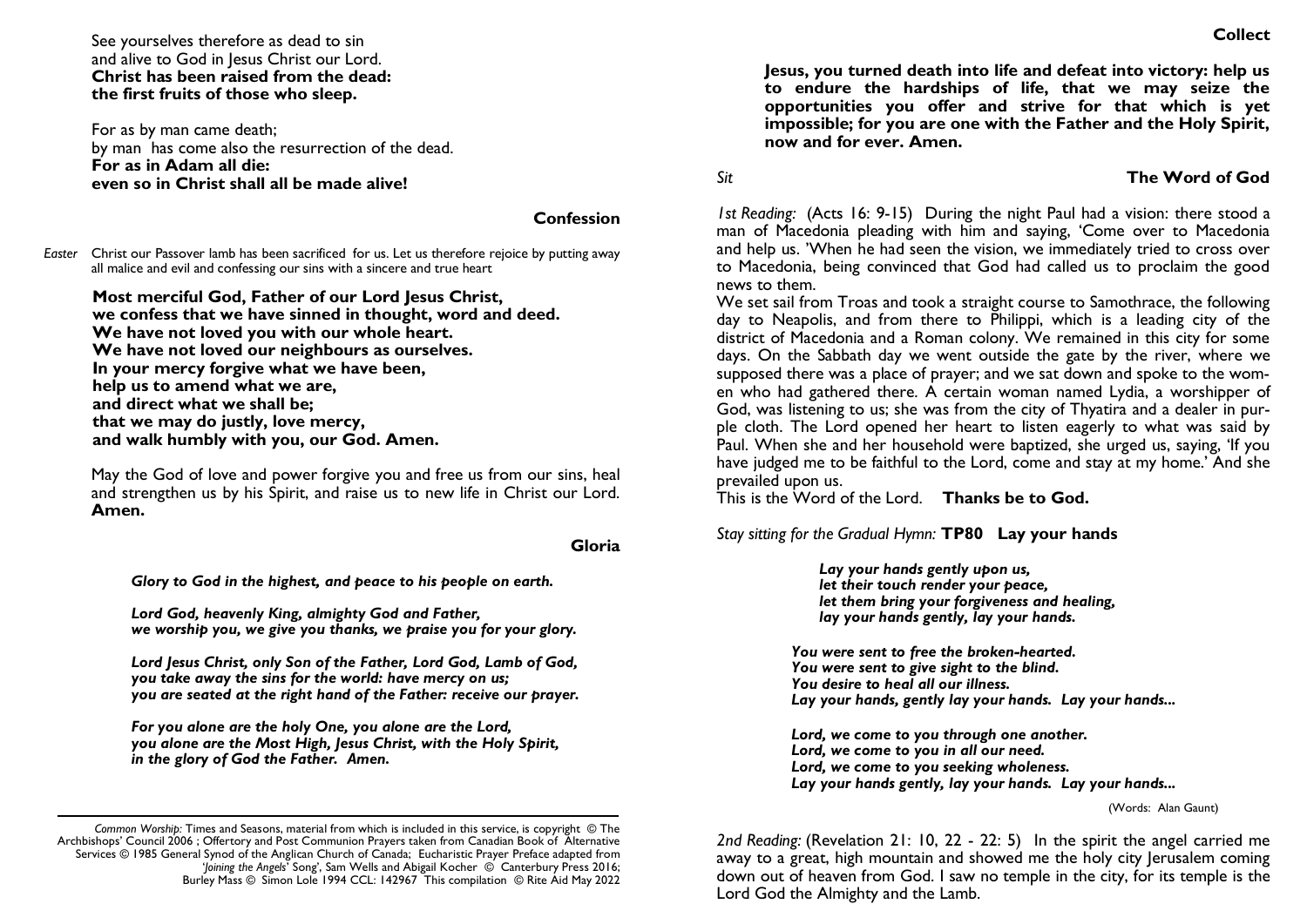See yourselves therefore as dead to sin
and alive to God in Jesus Christ our Lord.
**Christ has been raised from the dead:**
**the first fruits of those who sleep.**

For as by man came death;
by man has come also the resurrection of the dead.
**For as in Adam all die:**
**even so in Christ shall all be made alive!**

### Confession

*Easter* Christ our Passover lamb has been sacrificed for us. Let us therefore rejoice by putting away all malice and evil and confessing our sins with a sincere and true heart

**Most merciful God, Father of our Lord Jesus Christ,**
**we confess that we have sinned in thought, word and deed.**
**We have not loved you with our whole heart.**
**We have not loved our neighbours as ourselves.**
**In your mercy forgive what we have been,**
**help us to amend what we are,**
**and direct what we shall be;**
**that we may do justly, love mercy,**
**and walk humbly with you, our God. Amen.**

May the God of love and power forgive you and free us from our sins, heal and strengthen us by his Spirit, and raise us to new life in Christ our Lord. **Amen.**

### Gloria

***Glory to God in the highest, and peace to his people on earth.***

***Lord God, heavenly King, almighty God and Father,***
***we worship you, we give you thanks, we praise you for your glory.***

***Lord Jesus Christ, only Son of the Father, Lord God, Lamb of God,***
***you take away the sins for the world: have mercy on us;***
***you are seated at the right hand of the Father: receive our prayer.***

***For you alone are the holy One, you alone are the Lord,***
***you alone are the Most High, Jesus Christ, with the Holy Spirit,***
***in the glory of God the Father. Amen.***

---

*Common Worship:* Times and Seasons, material from which is included in this service, is copyright © The Archbishops' Council 2006 ; Offertory and Post Communion Prayers taken from Canadian Book of Alternative Services © 1985 General Synod of the Anglican Church of Canada; Eucharistic Prayer Preface adapted from '*Joining the Angels*' Song', Sam Wells and Abigail Kocher © Canterbury Press 2016; Burley Mass © Simon Lole 1994 CCL: 142967 This compilation © Rite Aid May 2022

### Collect

**Jesus, you turned death into life and defeat into victory: help us to endure the hardships of life, that we may seize the opportunities you offer and strive for that which is yet impossible; for you are one with the Father and the Holy Spirit, now and for ever. Amen.**

*Sit*

### The Word of God

*1st Reading:* (Acts 16: 9-15) During the night Paul had a vision: there stood a man of Macedonia pleading with him and saying, 'Come over to Macedonia and help us. 'When he had seen the vision, we immediately tried to cross over to Macedonia, being convinced that God had called us to proclaim the good news to them.
We set sail from Troas and took a straight course to Samothrace, the following day to Neapolis, and from there to Philippi, which is a leading city of the district of Macedonia and a Roman colony. We remained in this city for some days. On the Sabbath day we went outside the gate by the river, where we supposed there was a place of prayer; and we sat down and spoke to the women who had gathered there. A certain woman named Lydia, a worshipper of God, was listening to us; she was from the city of Thyatira and a dealer in purple cloth. The Lord opened her heart to listen eagerly to what was said by Paul. When she and her household were baptized, she urged us, saying, 'If you have judged me to be faithful to the Lord, come and stay at my home.' And she prevailed upon us.
This is the Word of the Lord. **Thanks be to God.**

*Stay sitting for the Gradual Hymn:* **TP80 Lay your hands**

*Lay your hands gently upon us,*
*let their touch render your peace,*
*let them bring your forgiveness and healing,*
*lay your hands gently, lay your hands.*

*You were sent to free the broken-hearted.*
*You were sent to give sight to the blind.*
*You desire to heal all our illness.*
*Lay your hands, gently lay your hands. Lay your hands...*

*Lord, we come to you through one another.*
*Lord, we come to you in all our need.*
*Lord, we come to you seeking wholeness.*
*Lay your hands gently, lay your hands. Lay your hands...*

(Words: Alan Gaunt)

*2nd Reading:* (Revelation 21: 10, 22 - 22: 5) In the spirit the angel carried me away to a great, high mountain and showed me the holy city Jerusalem coming down out of heaven from God. I saw no temple in the city, for its temple is the Lord God the Almighty and the Lamb.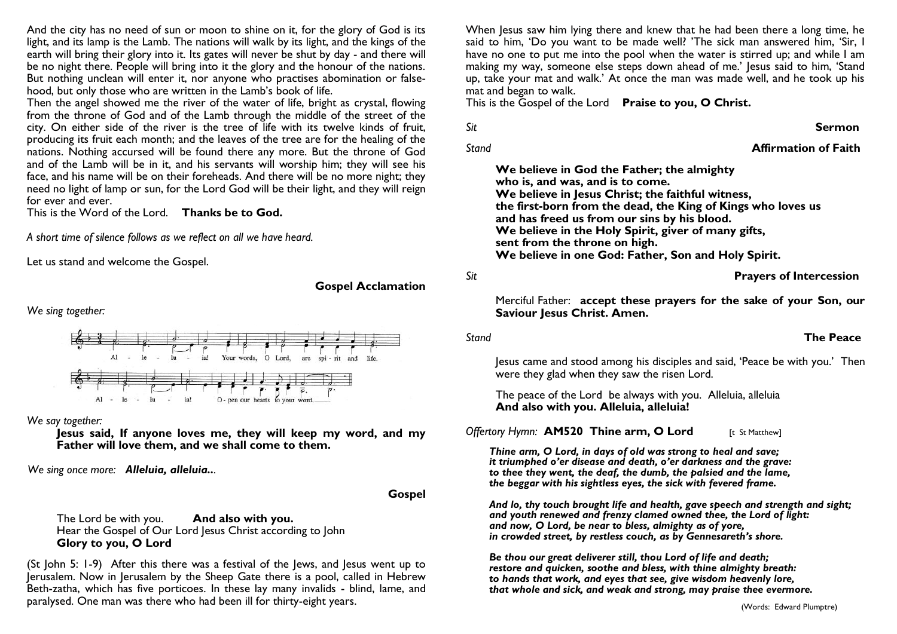And the city has no need of sun or moon to shine on it, for the glory of God is its light, and its lamp is the Lamb. The nations will walk by its light, and the kings of the earth will bring their glory into it. Its gates will never be shut by day - and there will be no night there. People will bring into it the glory and the honour of the nations. But nothing unclean will enter it, nor anyone who practises abomination or falsehood, but only those who are written in the Lamb's book of life.

Then the angel showed me the river of the water of life, bright as crystal, flowing from the throne of God and of the Lamb through the middle of the street of the city. On either side of the river is the tree of life with its twelve kinds of fruit, producing its fruit each month; and the leaves of the tree are for the healing of the nations. Nothing accursed will be found there any more. But the throne of God and of the Lamb will be in it, and his servants will worship him; they will see his face, and his name will be on their foreheads. And there will be no more night; they need no light of lamp or sun, for the Lord God will be their light, and they will reign for ever and ever.

This is the Word of the Lord. **Thanks be to God.**

*A short time of silence follows as we reflect on all we have heard.*

Let us stand and welcome the Gospel.

**Gospel Acclamation**

*We sing together:*

Alleluia! Your words, O Lord, are spirit and life.
Alleluia! Open our hearts to your word.

*We say together:*

**Jesus said, If anyone loves me, they will keep my word, and my Father will love them, and we shall come to them.**

*We sing once more:* ***Alleluia, alleluia...***

**Gospel**

The Lord be with you. **And also with you.**
Hear the Gospel of Our Lord Jesus Christ according to John
**Glory to you, O Lord**

(St John 5: 1-9) After this there was a festival of the Jews, and Jesus went up to Jerusalem. Now in Jerusalem by the Sheep Gate there is a pool, called in Hebrew Beth-zatha, which has five porticoes. In these lay many invalids - blind, lame, and paralysed. One man was there who had been ill for thirty-eight years. When Jesus saw him lying there and knew that he had been there a long time, he said to him, 'Do you want to be made well? 'The sick man answered him, 'Sir, I have no one to put me into the pool when the water is stirred up; and while I am making my way, someone else steps down ahead of me.' Jesus said to him, 'Stand up, take your mat and walk.' At once the man was made well, and he took up his mat and began to walk.

This is the Gospel of the Lord **Praise to you, O Christ.**

*Sit* **Sermon**

*Stand* **Affirmation of Faith**

**We believe in God the Father; the almighty**
**who is, and was, and is to come.**
**We believe in Jesus Christ; the faithful witness,**
**the first-born from the dead, the King of Kings who loves us**
**and has freed us from our sins by his blood.**
**We believe in the Holy Spirit, giver of many gifts,**
**sent from the throne on high.**
**We believe in one God: Father, Son and Holy Spirit.**

*Sit* **Prayers of Intercession**

Merciful Father: **accept these prayers for the sake of your Son, our Saviour Jesus Christ. Amen.**

*Stand* **The Peace**

Jesus came and stood among his disciples and said, 'Peace be with you.' Then were they glad when they saw the risen Lord.

The peace of the Lord be always with you. Alleluia, alleluia
**And also with you. Alleluia, alleluia!**

*Offertory Hymn:* **AM520 Thine arm, O Lord** [t St Matthew]

***Thine arm, O Lord, in days of old was strong to heal and save;***
***it triumphed o'er disease and death, o'er darkness and the grave:***
***to thee they went, the deaf, the dumb, the palsied and the lame,***
***the beggar with his sightless eyes, the sick with fevered frame.***

***And lo, thy touch brought life and health, gave speech and strength and sight;***
***and youth renewed and frenzy clamed owned thee, the Lord of light:***
***and now, O Lord, be near to bless, almighty as of yore,***
***in crowded street, by restless couch, as by Gennesareth's shore.***

***Be thou our great deliverer still, thou Lord of life and death;***
***restore and quicken, soothe and bless, with thine almighty breath:***
***to hands that work, and eyes that see, give wisdom heavenly lore,***
***that whole and sick, and weak and strong, may praise thee evermore.***

(Words: Edward Plumptre)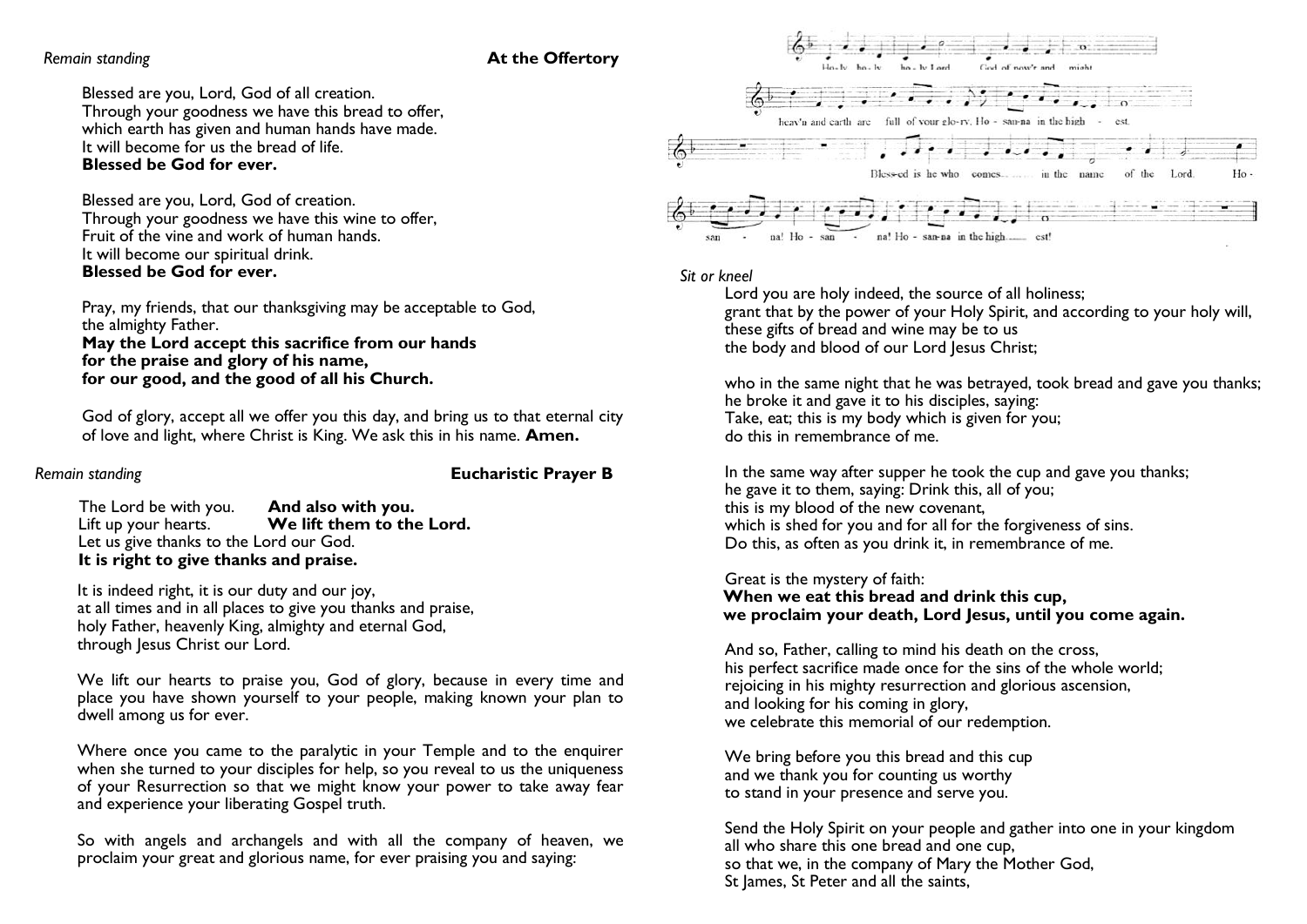*Remain standing* **At the Offertory**

Blessed are you, Lord, God of all creation.
Through your goodness we have this bread to offer,
which earth has given and human hands have made.
It will become for us the bread of life.
**Blessed be God for ever.**

Blessed are you, Lord, God of creation.
Through your goodness we have this wine to offer,
Fruit of the vine and work of human hands.
It will become our spiritual drink.
**Blessed be God for ever.**

Pray, my friends, that our thanksgiving may be acceptable to God,
the almighty Father.
**May the Lord accept this sacrifice from our hands**
**for the praise and glory of his name,**
**for our good, and the good of all his Church.**

God of glory, accept all we offer you this day, and bring us to that eternal city of love and light, where Christ is King. We ask this in his name. **Amen.**

*Remain standing* **Eucharistic Prayer B**

The Lord be with you. **And also with you.**
Lift up your hearts. **We lift them to the Lord.**
Let us give thanks to the Lord our God.
**It is right to give thanks and praise.**

It is indeed right, it is our duty and our joy,
at all times and in all places to give you thanks and praise,
holy Father, heavenly King, almighty and eternal God,
through Jesus Christ our Lord.

We lift our hearts to praise you, God of glory, because in every time and place you have shown yourself to your people, making known your plan to dwell among us for ever.

Where once you came to the paralytic in your Temple and to the enquirer when she turned to your disciples for help, so you reveal to us the uniqueness of your Resurrection so that we might know your power to take away fear and experience your liberating Gospel truth.

So with angels and archangels and with all the company of heaven, we proclaim your great and glorious name, for ever praising you and saying:

Ho-ly ho-ly ho-ly Lord God of pow'r and might
heav'n and earth are full of your glo-ry. Ho - san-na in the high - est.
Bless-ed is he who comes... in the name of the Lord. Ho - san - na! Ho - san - na! Ho - san-na in the high... est!

*Sit or kneel*

Lord you are holy indeed, the source of all holiness;
grant that by the power of your Holy Spirit, and according to your holy will,
these gifts of bread and wine may be to us
the body and blood of our Lord Jesus Christ;

who in the same night that he was betrayed, took bread and gave you thanks;
he broke it and gave it to his disciples, saying:
Take, eat; this is my body which is given for you;
do this in remembrance of me.

In the same way after supper he took the cup and gave you thanks;
he gave it to them, saying: Drink this, all of you;
this is my blood of the new covenant,
which is shed for you and for all for the forgiveness of sins.
Do this, as often as you drink it, in remembrance of me.

Great is the mystery of faith:
**When we eat this bread and drink this cup,**
**we proclaim your death, Lord Jesus, until you come again.**

And so, Father, calling to mind his death on the cross,
his perfect sacrifice made once for the sins of the whole world;
rejoicing in his mighty resurrection and glorious ascension,
and looking for his coming in glory,
we celebrate this memorial of our redemption.

We bring before you this bread and this cup
and we thank you for counting us worthy
to stand in your presence and serve you.

Send the Holy Spirit on your people and gather into one in your kingdom
all who share this one bread and one cup,
so that we, in the company of Mary the Mother God,
St James, St Peter and all the saints,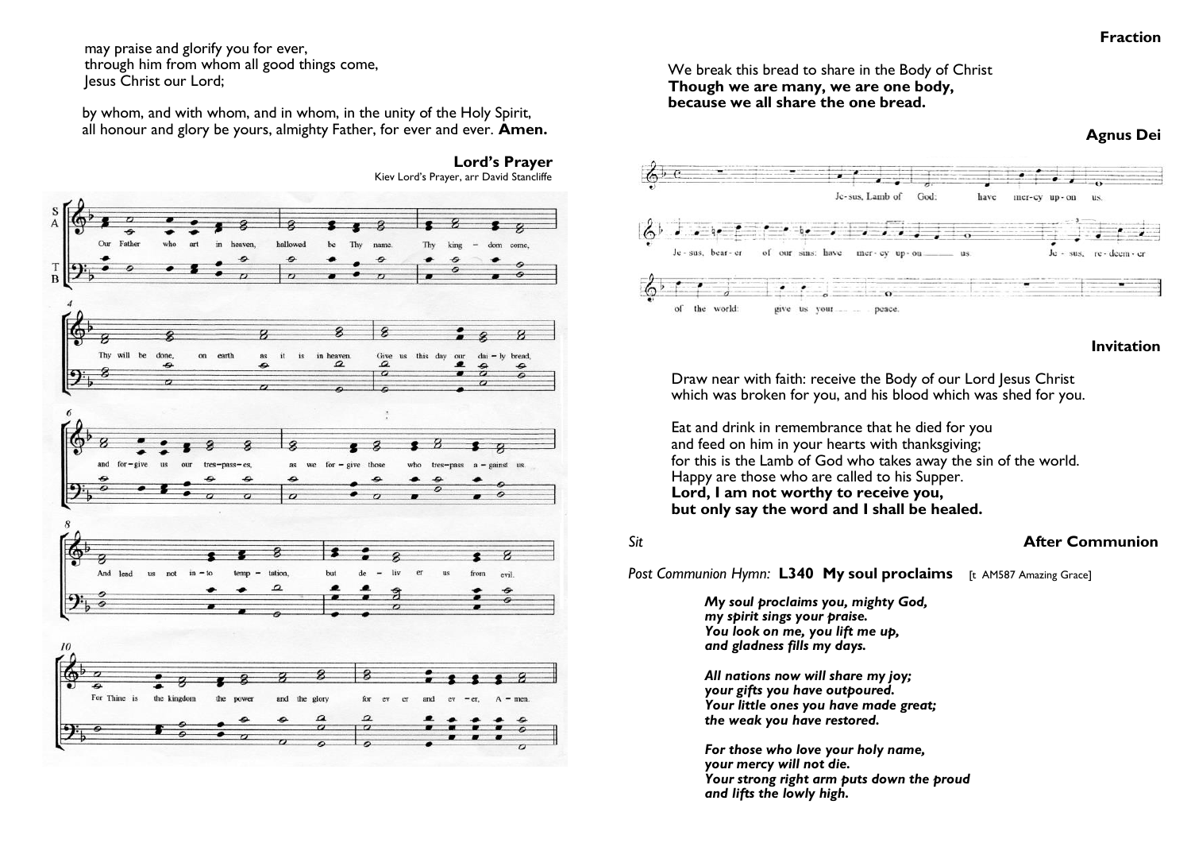may praise and glorify you for ever,
through him from whom all good things come,
Jesus Christ our Lord;

by whom, and with whom, and in whom, in the unity of the Holy Spirit,
all honour and glory be yours, almighty Father, for ever and ever. **Amen.**

### Lord's Prayer

Kiev Lord's Prayer, arr David Stancliffe

Our Father who art in heaven, hallowed be Thy name. Thy kingdom come, Thy will be done, on earth as it is in heaven. Give us this day our daily bread, and forgive us our trespasses, as we forgive those who trespass against us. And lead us not into temptation, but deliver us from evil. For Thine is the kingdom the power and the glory for ever and ever, Amen.

### Fraction

We break this bread to share in the Body of Christ
**Though we are many, we are one body,**
**because we all share the one bread.**

### Agnus Dei

Jesus, Lamb of God: have mercy upon us.
Jesus, bearer of our sins: have mercy upon us.
Jesus, redeemer of the world: give us your peace.

### Invitation

Draw near with faith: receive the Body of our Lord Jesus Christ
which was broken for you, and his blood which was shed for you.

Eat and drink in remembrance that he died for you
and feed on him in your hearts with thanksgiving;
for this is the Lamb of God who takes away the sin of the world.
Happy are those who are called to his Supper.
**Lord, I am not worthy to receive you,**
**but only say the word and I shall be healed.**

*Sit*

### After Communion

*Post Communion Hymn:* **L340 My soul proclaims** [t AM587 Amazing Grace]

***My soul proclaims you, mighty God,***
***my spirit sings your praise.***
***You look on me, you lift me up,***
***and gladness fills my days.***

***All nations now will share my joy;***
***your gifts you have outpoured.***
***Your little ones you have made great;***
***the weak you have restored.***

***For those who love your holy name,***
***your mercy will not die.***
***Your strong right arm puts down the proud***
***and lifts the lowly high.***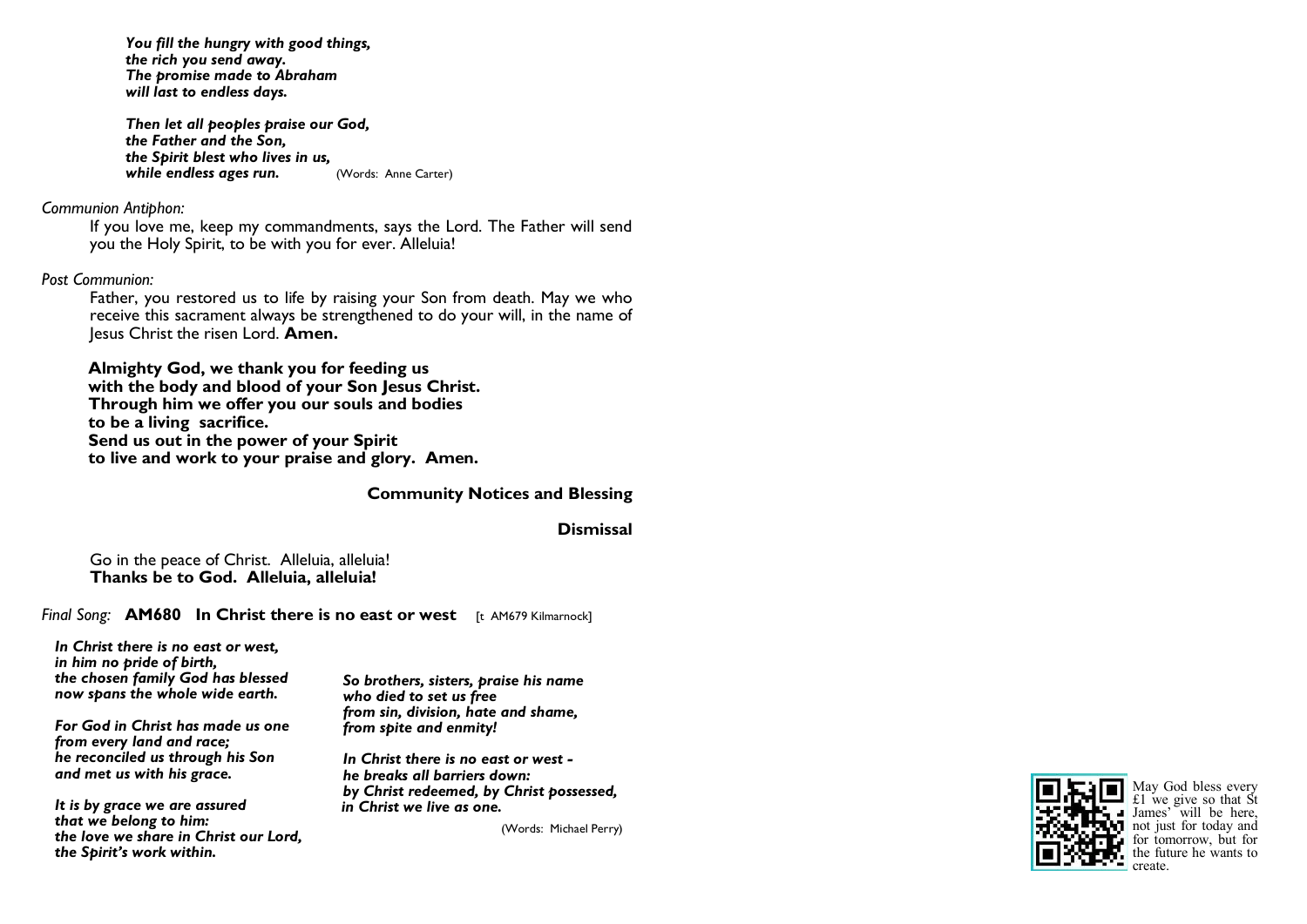*You fill the hungry with good things,*
*the rich you send away.*
*The promise made to Abraham*
*will last to endless days.*

*Then let all peoples praise our God,*
*the Father and the Son,*
*the Spirit blest who lives in us,*
*while endless ages run.* (Words: Anne Carter)

*Communion Antiphon:*

If you love me, keep my commandments, says the Lord. The Father will send you the Holy Spirit, to be with you for ever. Alleluia!

*Post Communion:*

Father, you restored us to life by raising your Son from death. May we who receive this sacrament always be strengthened to do your will, in the name of Jesus Christ the risen Lord. **Amen.**

**Almighty God, we thank you for feeding us**
**with the body and blood of your Son Jesus Christ.**
**Through him we offer you our souls and bodies**
**to be a living sacrifice.**
**Send us out in the power of your Spirit**
**to live and work to your praise and glory. Amen.**

**Community Notices and Blessing**

**Dismissal**

Go in the peace of Christ. Alleluia, alleluia!
**Thanks be to God. Alleluia, alleluia!**

*Final Song:* **AM680 In Christ there is no east or west** [t AM679 Kilmarnock]

*In Christ there is no east or west,*
*in him no pride of birth,*
*the chosen family God has blessed*
*now spans the whole wide earth.*

*For God in Christ has made us one*
*from every land and race;*
*he reconciled us through his Son*
*and met us with his grace.*

*It is by grace we are assured*
*that we belong to him:*
*the love we share in Christ our Lord,*
*the Spirit's work within.*

*So brothers, sisters, praise his name*
*who died to set us free*
*from sin, division, hate and shame,*
*from spite and enmity!*

*In Christ there is no east or west -*
*he breaks all barriers down:*
*by Christ redeemed, by Christ possessed,*
*in Christ we live as one.*

(Words: Michael Perry)

May God bless every £1 we give so that St James' will be here, not just for today and for tomorrow, but for the future he wants to create.